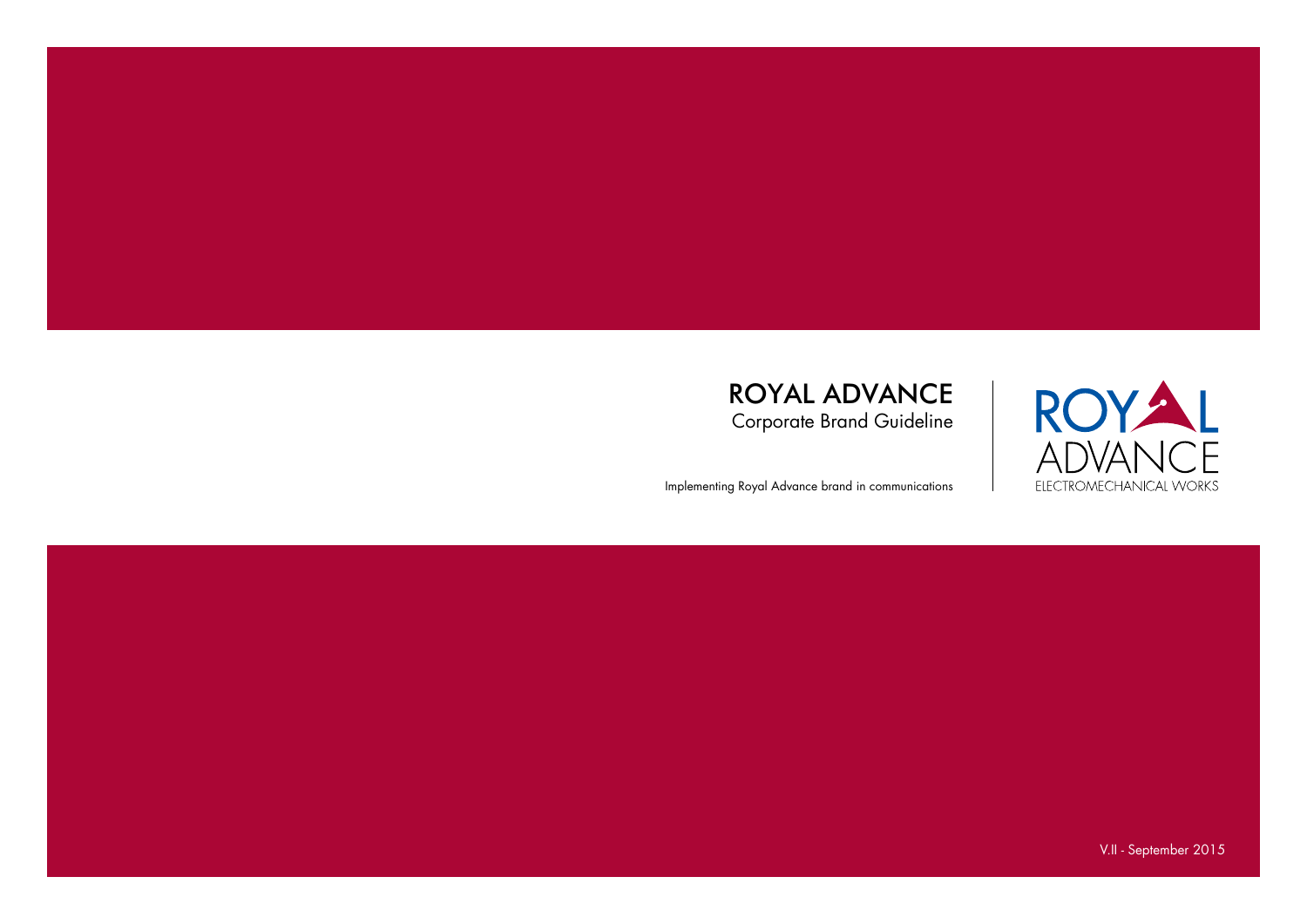# ROYAL ADVANCE

## Corporate Brand Guideline

Implementing Royal Advance brand in communications

ROYAL
ADVANCE
ELECTROMECHANICAL WORKS

V.II - September 2015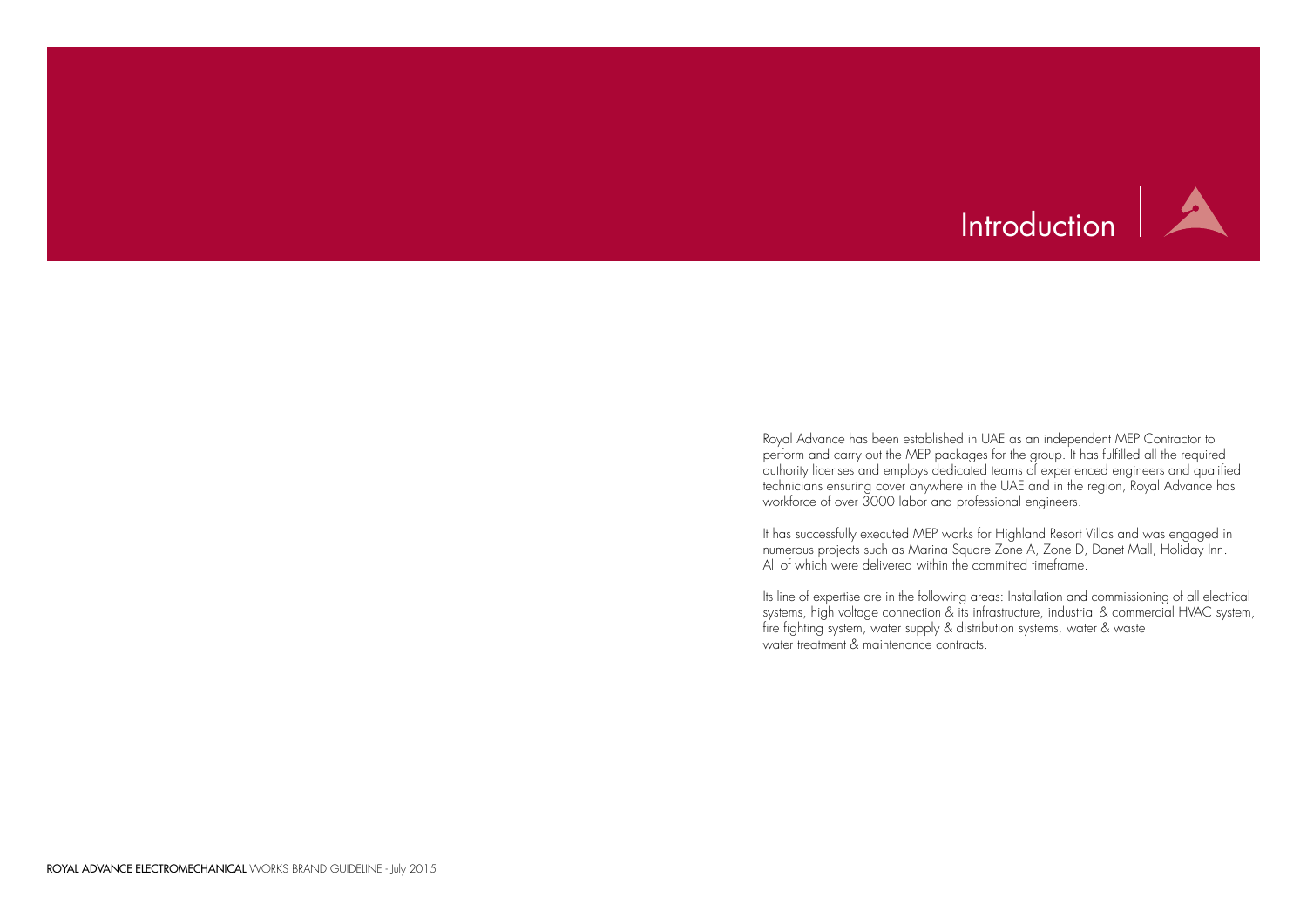# Introduction

Royal Advance has been established in UAE as an independent MEP Contractor to perform and carry out the MEP packages for the group. It has fulfilled all the required authority licenses and employs dedicated teams of experienced engineers and qualified technicians ensuring cover anywhere in the UAE and in the region, Royal Advance has workforce of over 3000 labor and professional engineers.

It has successfully executed MEP works for Highland Resort Villas and was engaged in numerous projects such as Marina Square Zone A, Zone D, Danet Mall, Holiday Inn. All of which were delivered within the committed timeframe.

Its line of expertise are in the following areas: Installation and commissioning of all electrical systems, high voltage connection & its infrastructure, industrial & commercial HVAC system, fire fighting system, water supply & distribution systems, water & waste water treatment & maintenance contracts.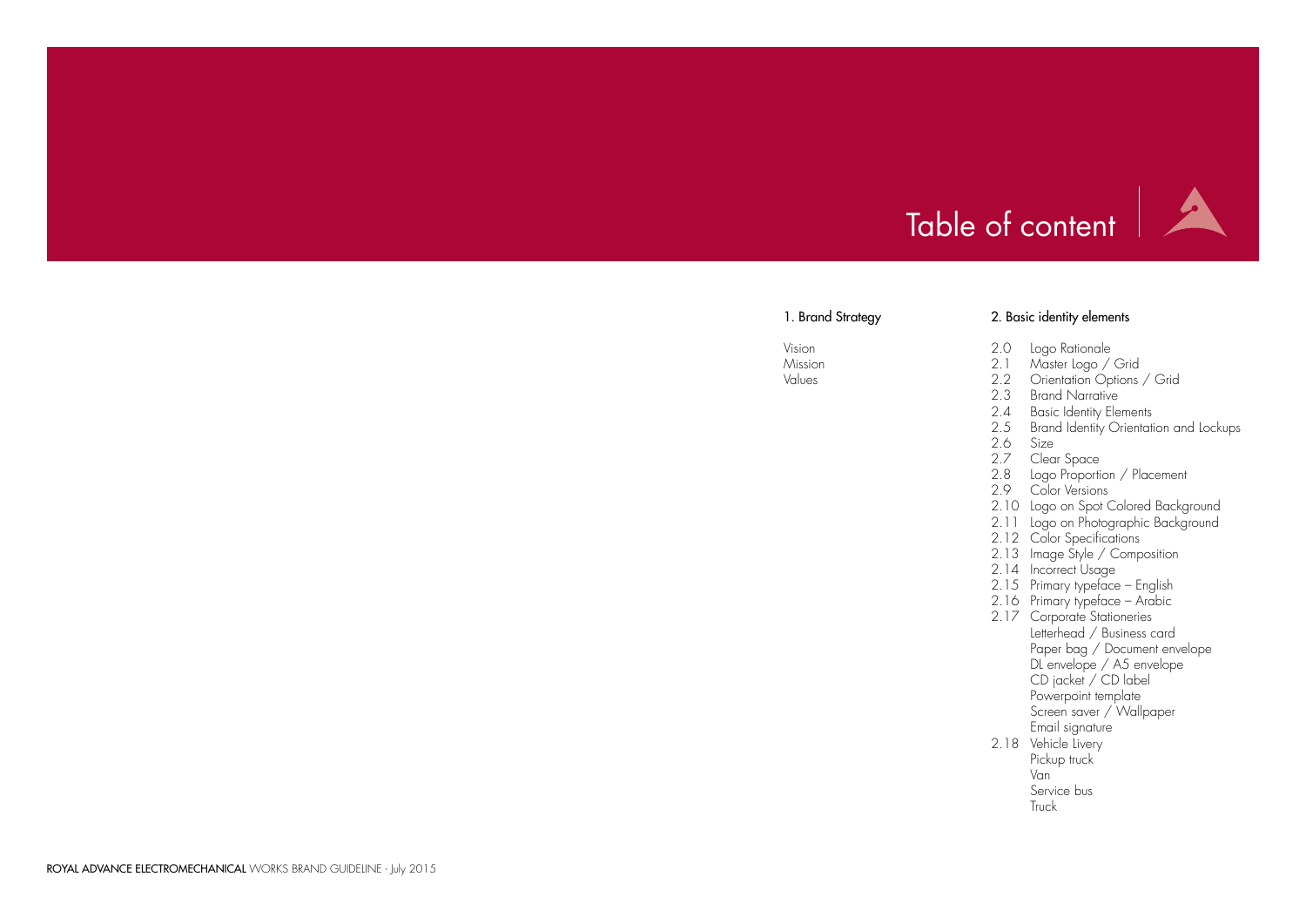# Table of content

## 1. Brand Strategy

Vision
Mission
Values

## 2. Basic identity elements

2.0 Logo Rationale
2.1 Master Logo / Grid
2.2 Orientation Options / Grid
2.3 Brand Narrative
2.4 Basic Identity Elements
2.5 Brand Identity Orientation and Lockups
2.6 Size
2.7 Clear Space
2.8 Logo Proportion / Placement
2.9 Color Versions
2.10 Logo on Spot Colored Background
2.11 Logo on Photographic Background
2.12 Color Specifications
2.13 Image Style / Composition
2.14 Incorrect Usage
2.15 Primary typeface – English
2.16 Primary typeface – Arabic
2.17 Corporate Stationeries
- Letterhead / Business card
- Paper bag / Document envelope
- DL envelope / A5 envelope
- CD jacket / CD label
- Powerpoint template
- Screen saver / Wallpaper
- Email signature

2.18 Vehicle Livery
- Pickup truck
- Van
- Service bus
- Truck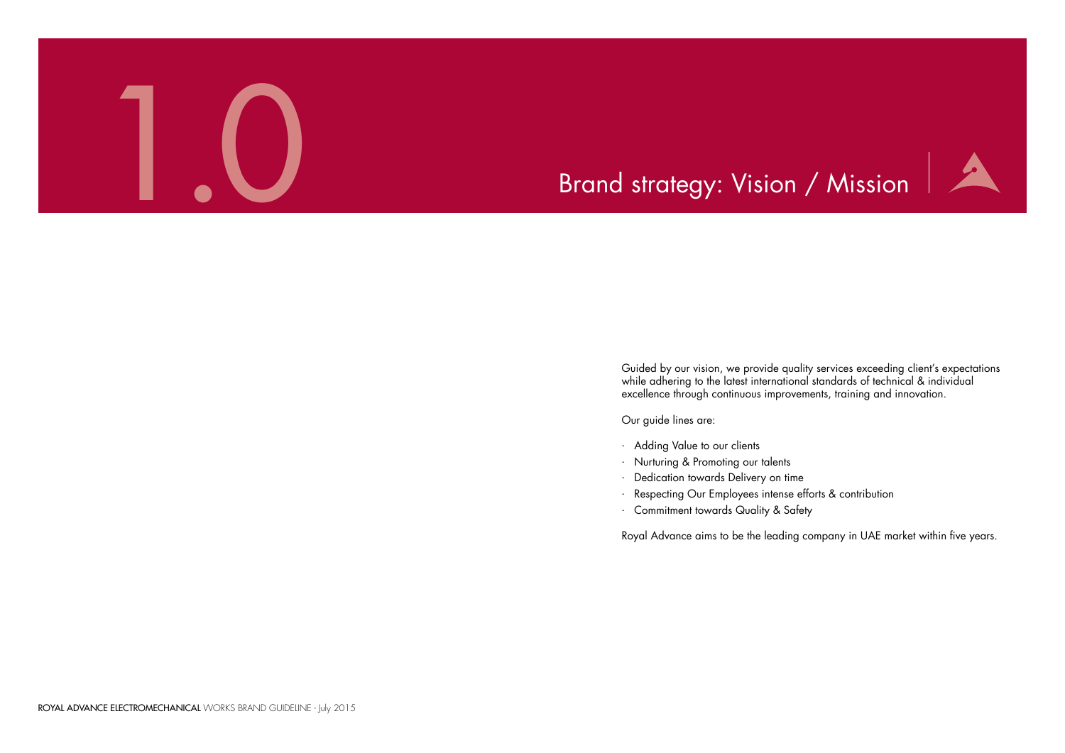# 1.0 Brand strategy: Vision / Mission

Guided by our vision, we provide quality services exceeding client's expectations while adhering to the latest international standards of technical & individual excellence through continuous improvements, training and innovation.

Our guide lines are:

- Adding Value to our clients
- Nurturing & Promoting our talents
- Dedication towards Delivery on time
- Respecting Our Employees intense efforts & contribution
- Commitment towards Quality & Safety

Royal Advance aims to be the leading company in UAE market within five years.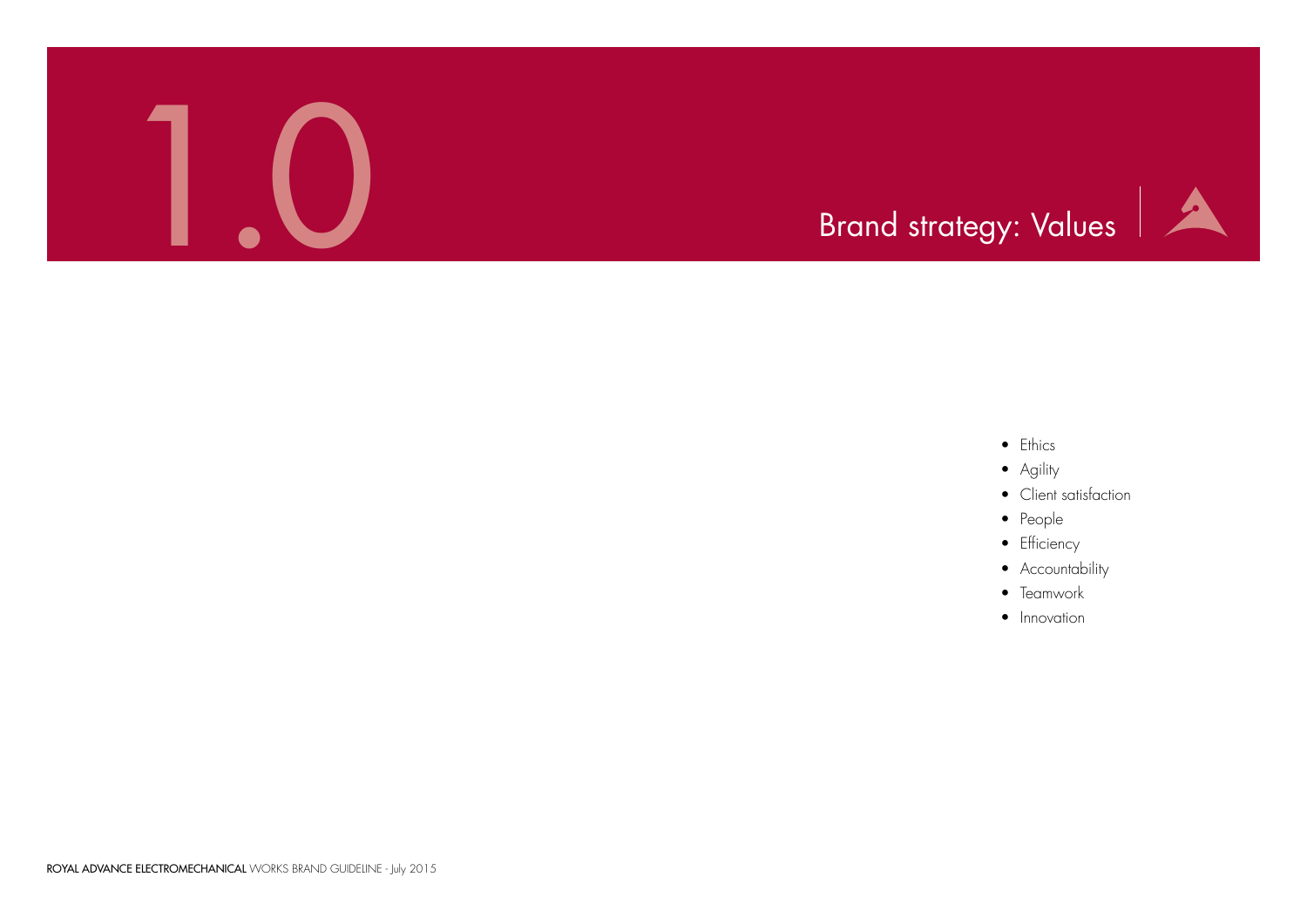# 1.0 Brand strategy: Values

- Ethics
- Agility
- Client satisfaction
- People
- Efficiency
- Accountability
- Teamwork
- Innovation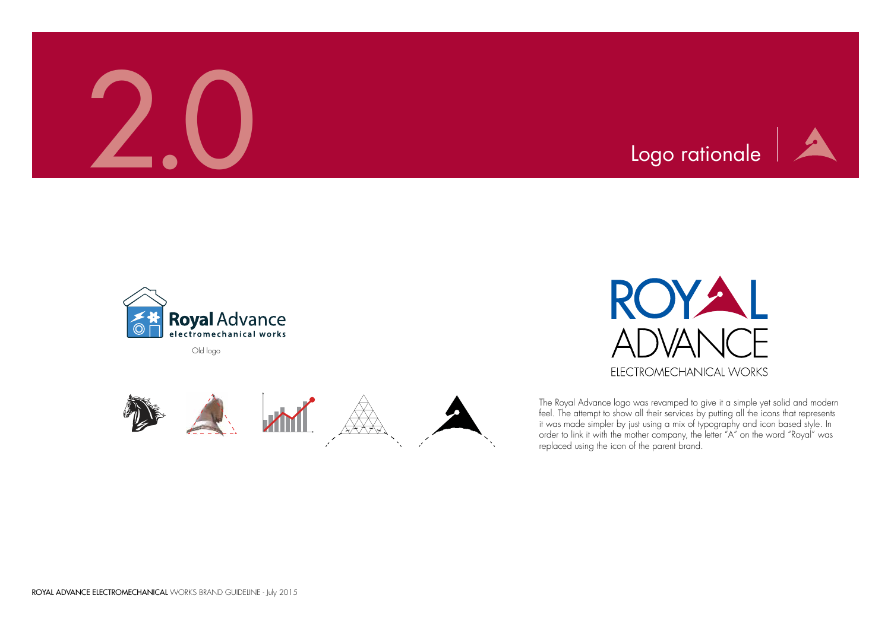# 2.0 Logo rationale

ROYAL ADVANCE ELECTROMECHANICAL WORKS

Royal Advance electromechanical works

Old logo

The Royal Advance logo was revamped to give it a simple yet solid and modern feel. The attempt to show all their services by putting all the icons that represents it was made simpler by just using a mix of typography and icon based style. In order to link it with the mother company, the letter "A" on the word "Royal" was replaced using the icon of the parent brand.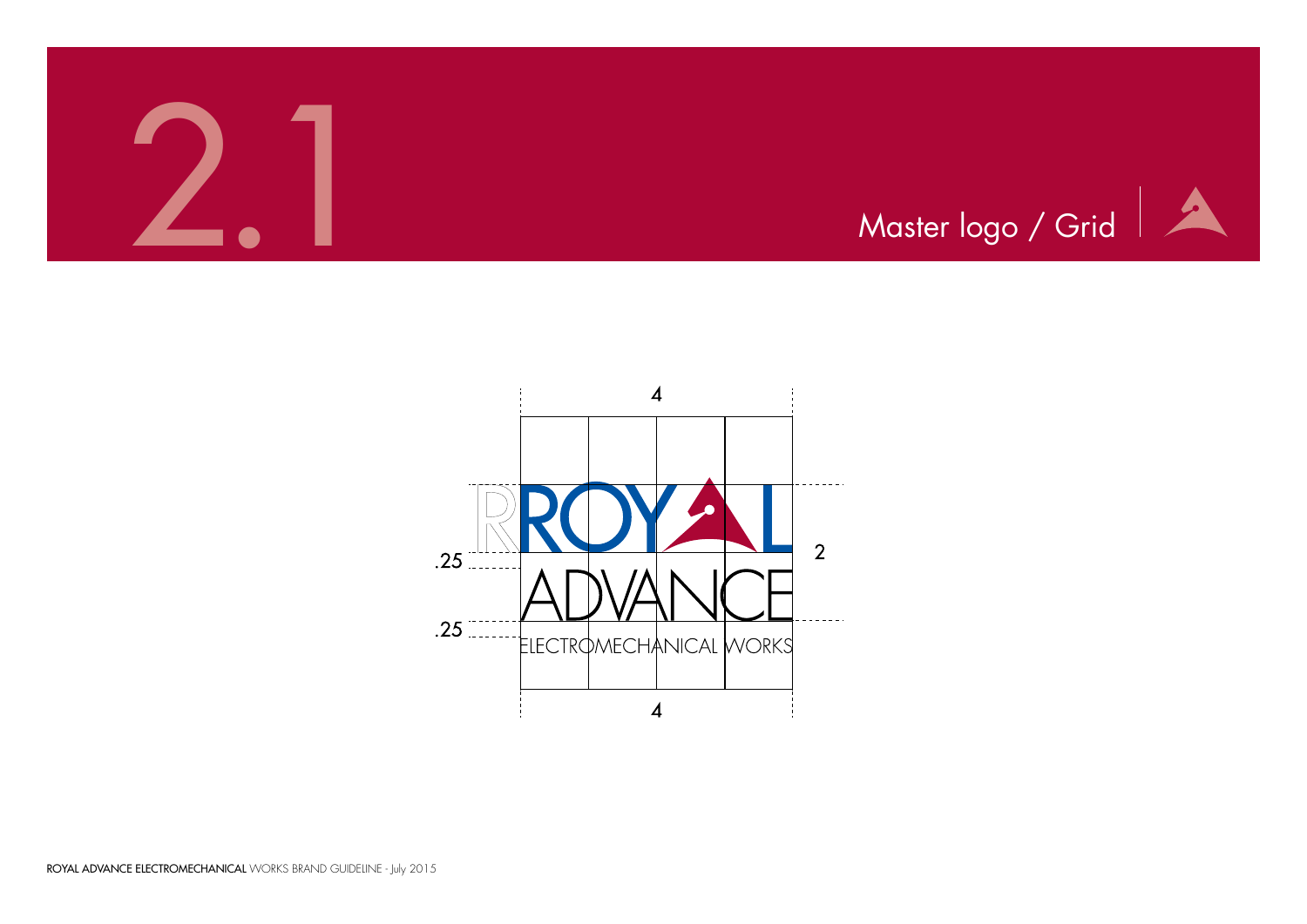# 2.1

## Master logo / Grid

4

ROYAL

.25

ADVANCE

2

.25

ELECTROMECHANICAL WORKS

4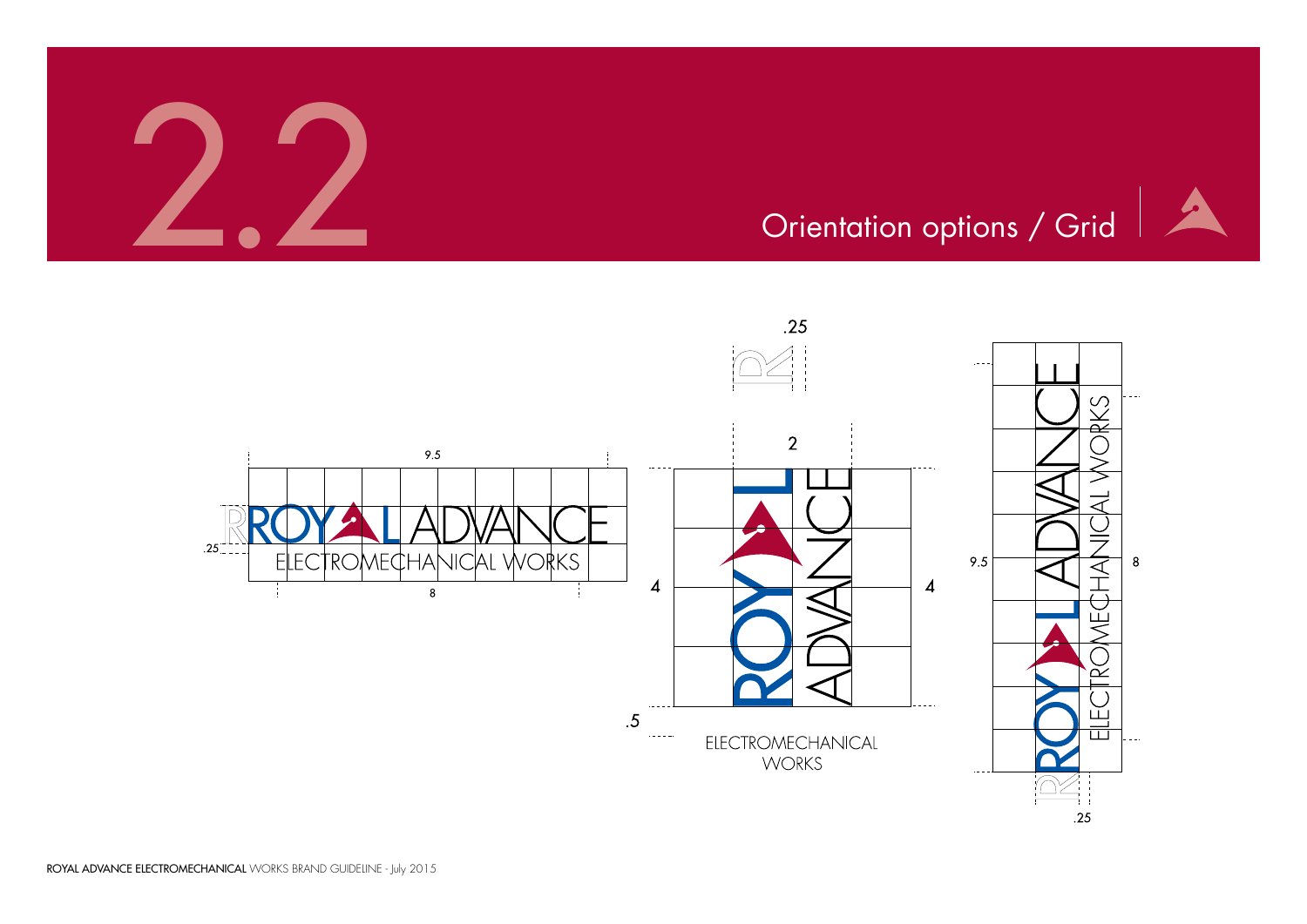# 2.2

## Orientation options / Grid

9.5

ROYAL ADVANCE
ELECTROMECHANICAL WORKS

.25

8

.25

2

ROYAL ADVANCE

4

4

.5

ELECTROMECHANICAL WORKS

9.5

ROYAL ADVANCE
ELECTROMECHANICAL WORKS

8

.25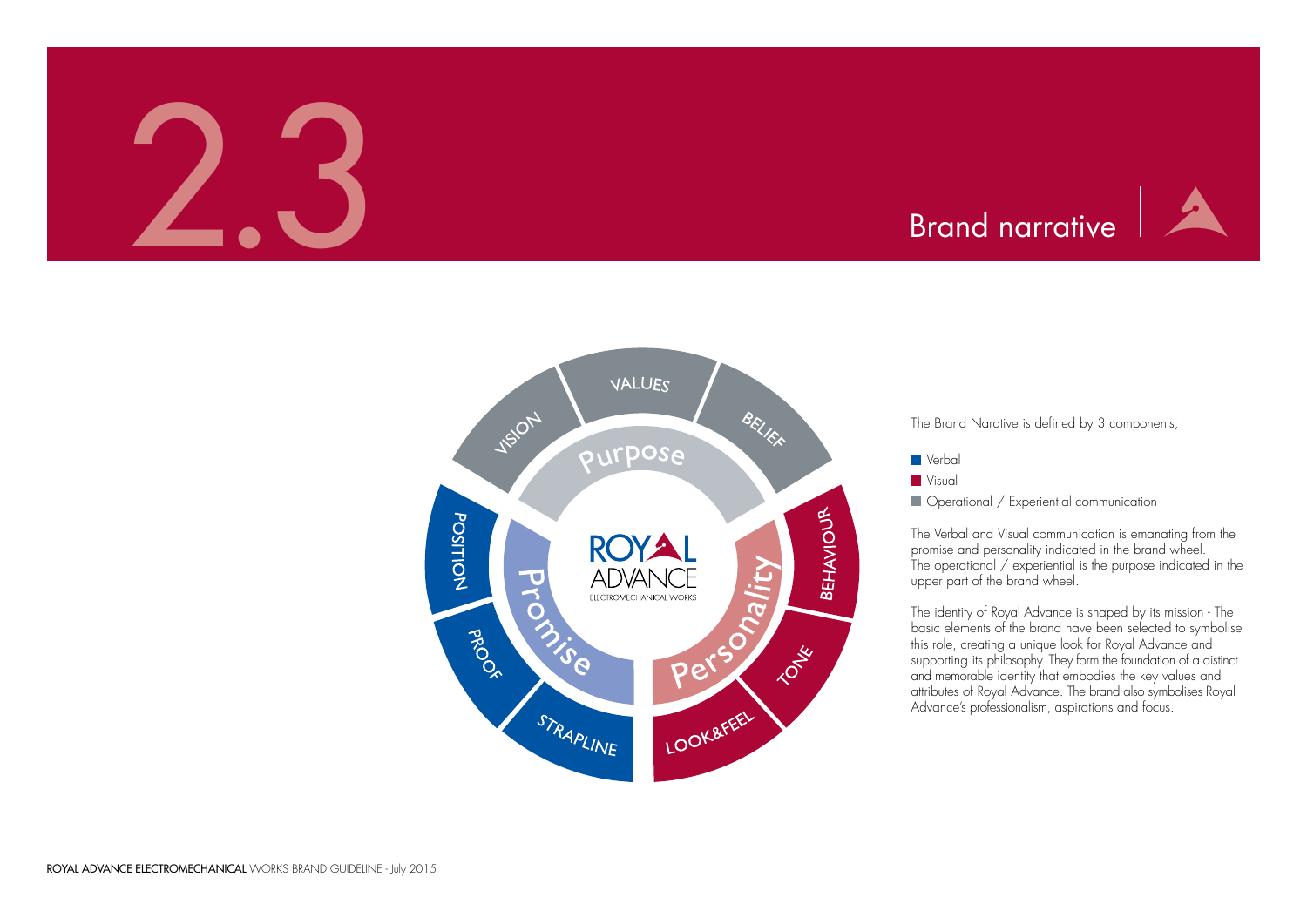# 2.3 Brand narrative

VISION
VALUES
BELIEF
Purpose
POSITION
PROOF
STRAPLINE
Promise
ROYAL ADVANCE
ELECTROMECHANICAL WORKS
Personality
BEHAVIOUR
TONE
LOOK&FEEL

The Brand Narative is defined by 3 components;

- Verbal
- Visual
- Operational / Experiential communication

The Verbal and Visual communication is emanating from the promise and personality indicated in the brand wheel. The operational / experiential is the purpose indicated in the upper part of the brand wheel.

The identity of Royal Advance is shaped by its mission - The basic elements of the brand have been selected to symbolise this role, creating a unique look for Royal Advance and supporting its philosophy. They form the foundation of a distinct and memorable identity that embodies the key values and attributes of Royal Advance. The brand also symbolises Royal Advance's professionalism, aspirations and focus.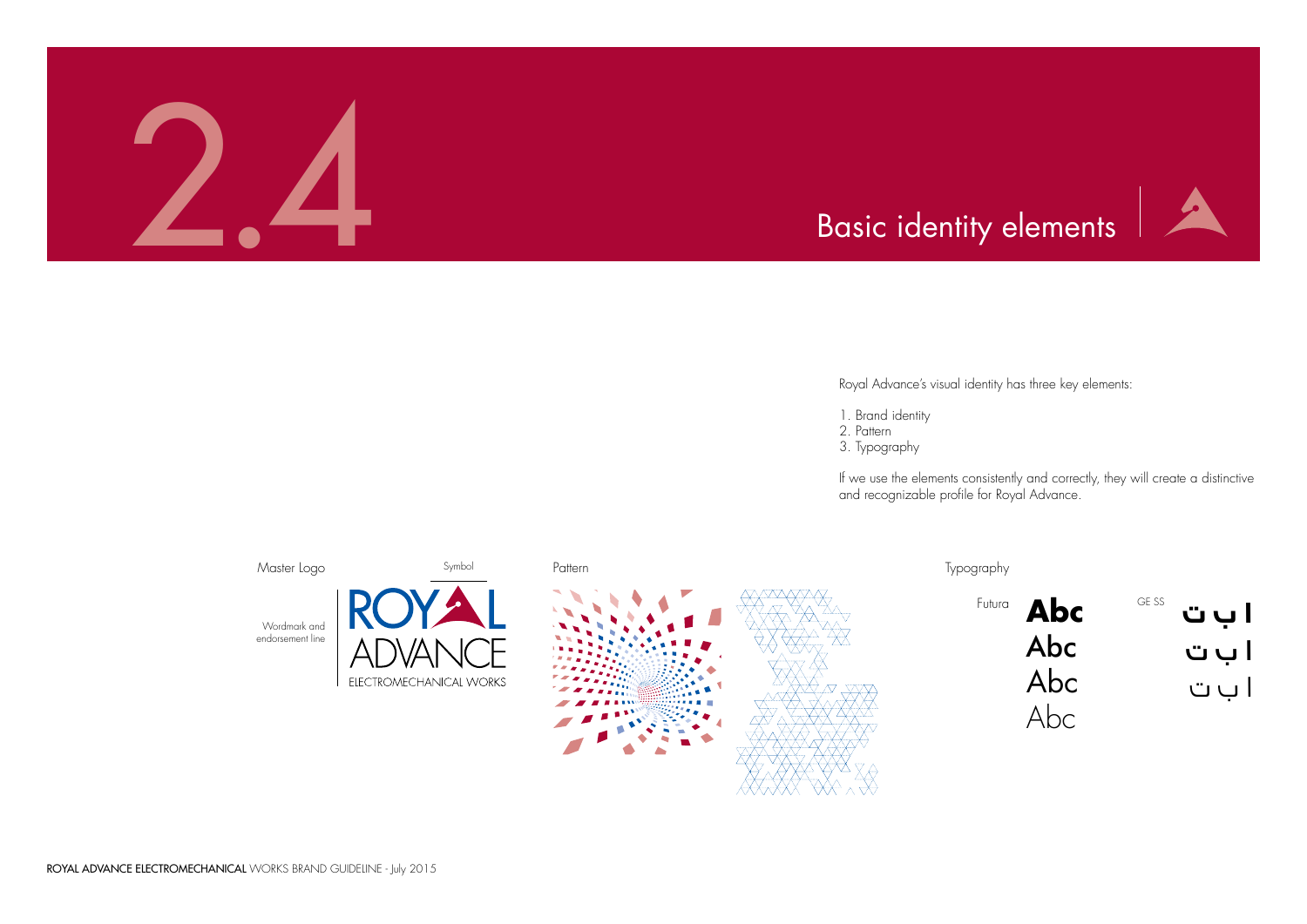# 2.4 Basic identity elements

Royal Advance's visual identity has three key elements:

1. Brand identity
2. Pattern
3. Typography

If we use the elements consistently and correctly, they will create a distinctive and recognizable profile for Royal Advance.

Master Logo

Symbol

Wordmark and endorsement line

ROYAL ADVANCE ELECTROMECHANICAL WORKS

Pattern

Typography

Futura

**Abc**
Abc
Abc
Abc

GE SS

**ا ب ت**
ا ب ت
ا ب ت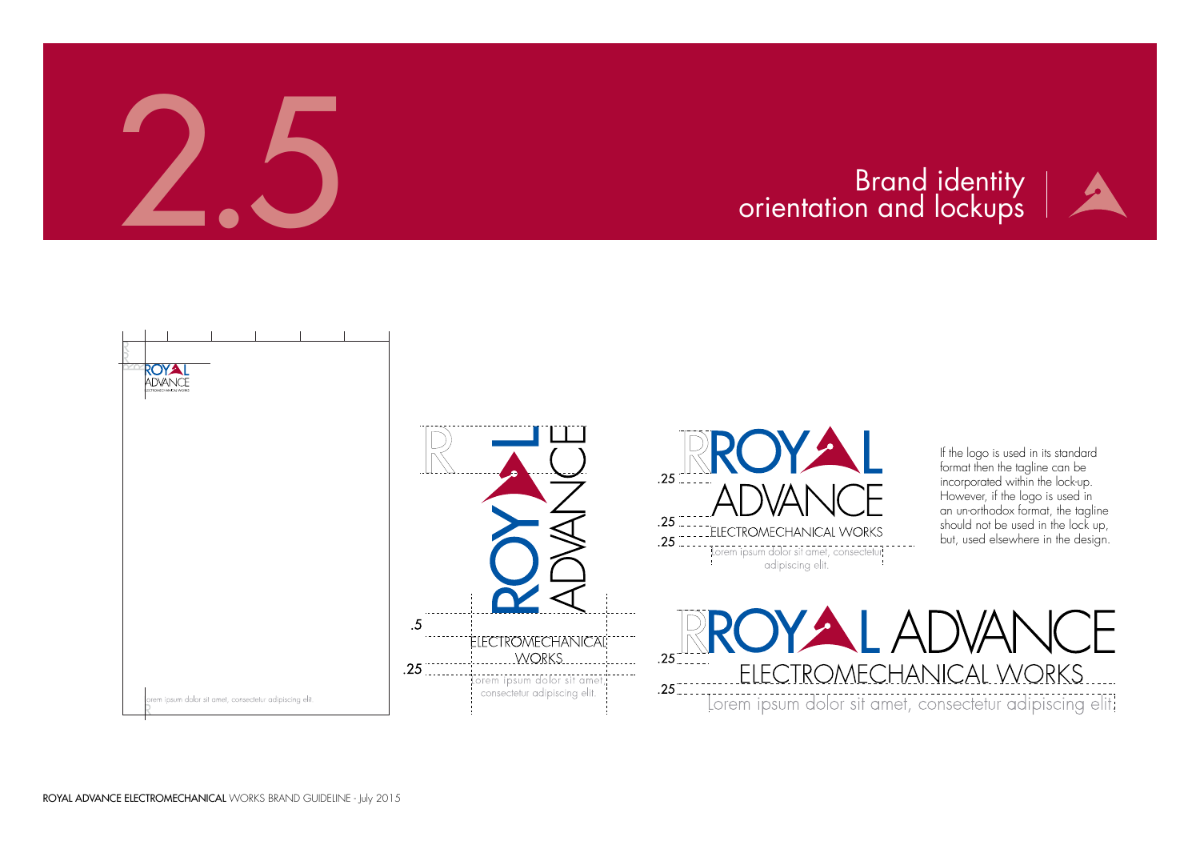# 2.5

## Brand identity orientation and lockups

ROYAL ADVANCE
ELECTROMECHANICAL WORKS

Lorem ipsum dolor sit amet, consectetur adipiscing elit.

.5

.25

.25

.25

.25

If the logo is used in its standard format then the tagline can be incorporated within the lock-up. However, if the logo is used in an un-orthodox format, the tagline should not be used in the lock up, but, used elsewhere in the design.

ROYAL ADVANCE ELECTROMECHANICAL WORKS BRAND GUIDELINE - July 2015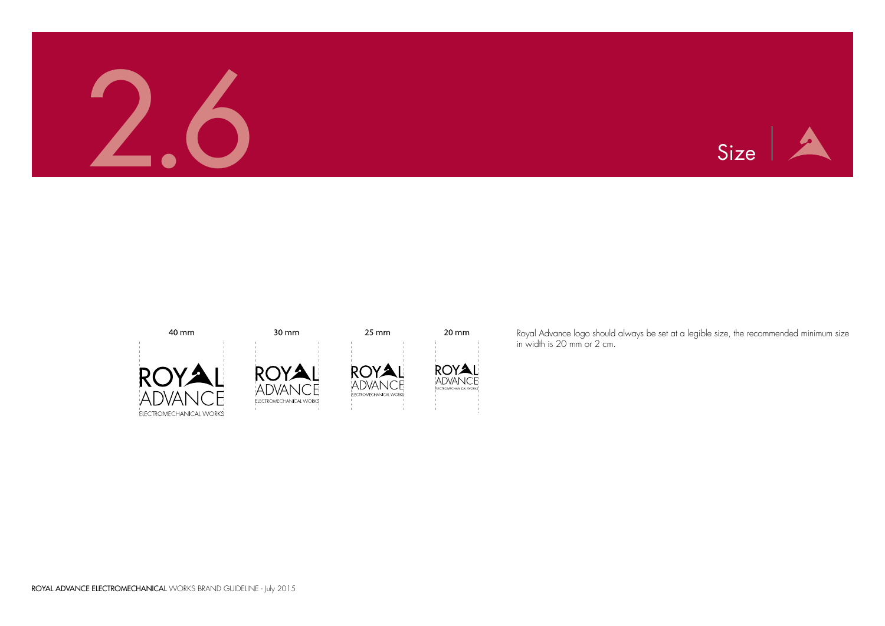# 2.6 Size

40 mm | 30 mm | 25 mm | 20 mm

Royal Advance logo should always be set at a legible size, the recommended minimum size in width is 20 mm or 2 cm.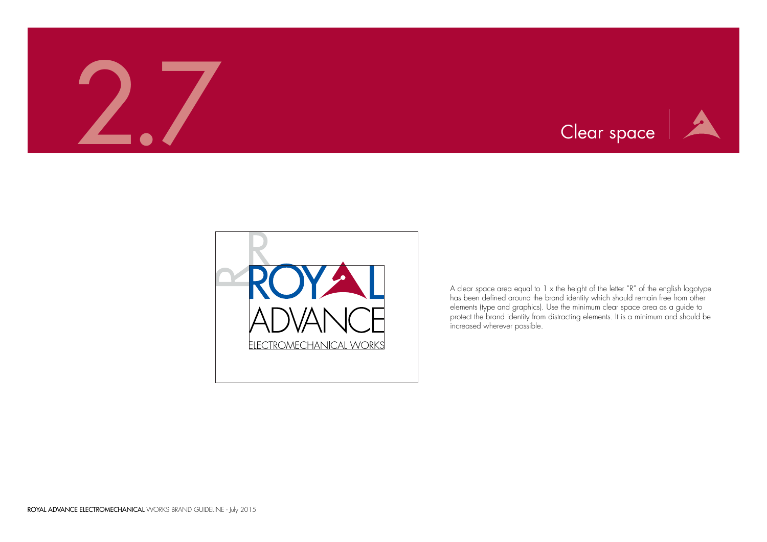# 2.7 Clear space

A clear space area equal to 1 x the height of the letter "R" of the english logotype has been defined around the brand identity which should remain free from other elements (type and graphics). Use the minimum clear space area as a guide to protect the brand identity from distracting elements. It is a minimum and should be increased wherever possible.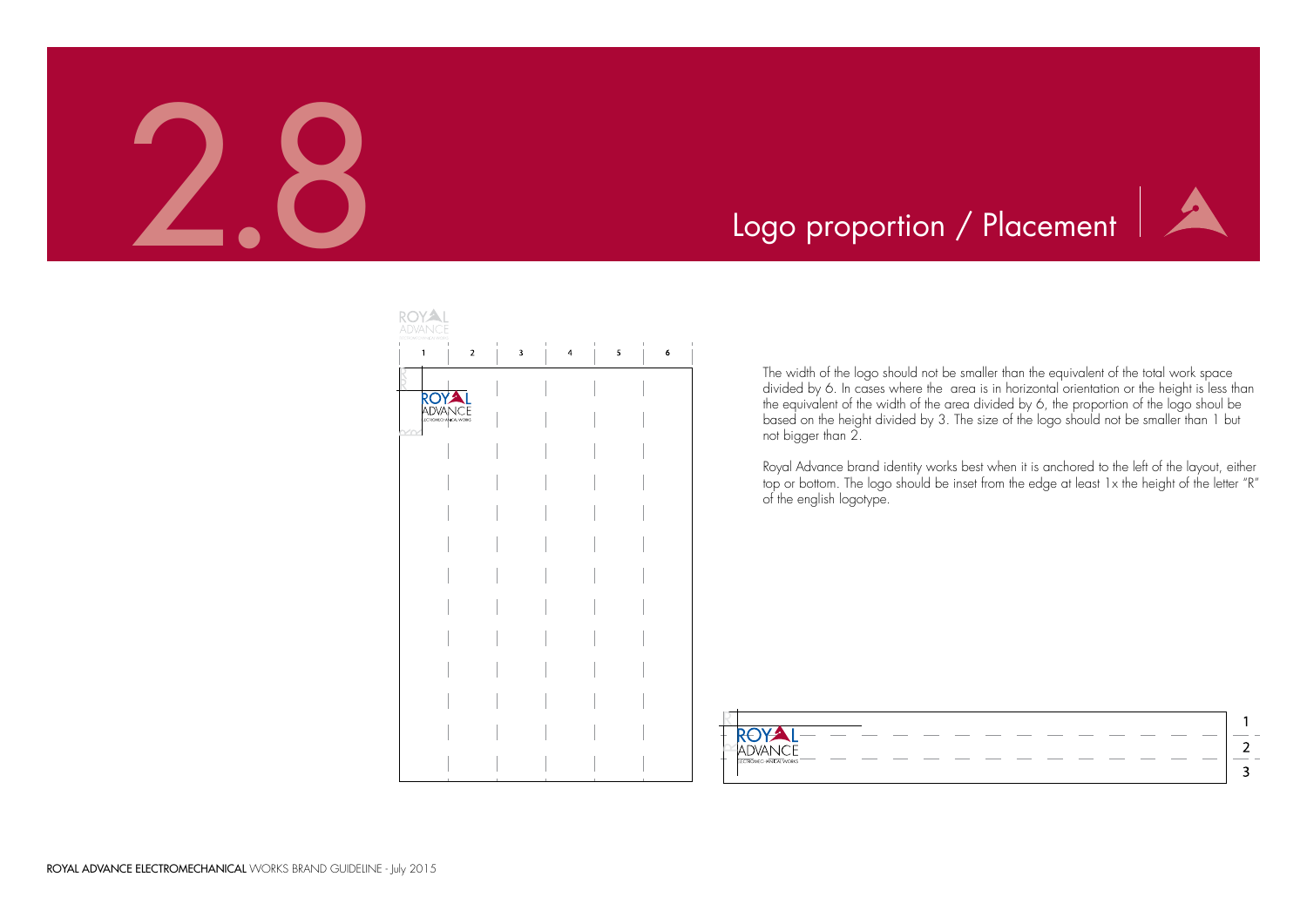# 2.8 Logo proportion / Placement

The width of the logo should not be smaller than the equivalent of the total work space divided by 6. In cases where the area is in horizontal orientation or the height is less than the equivalent of the width of the area divided by 6, the proportion of the logo shoul be based on the height divided by 3. The size of the logo should not be smaller than 1 but not bigger than 2.

Royal Advance brand identity works best when it is anchored to the left of the layout, either top or bottom. The logo should be inset from the edge at least 1x the height of the letter "R" of the english logotype.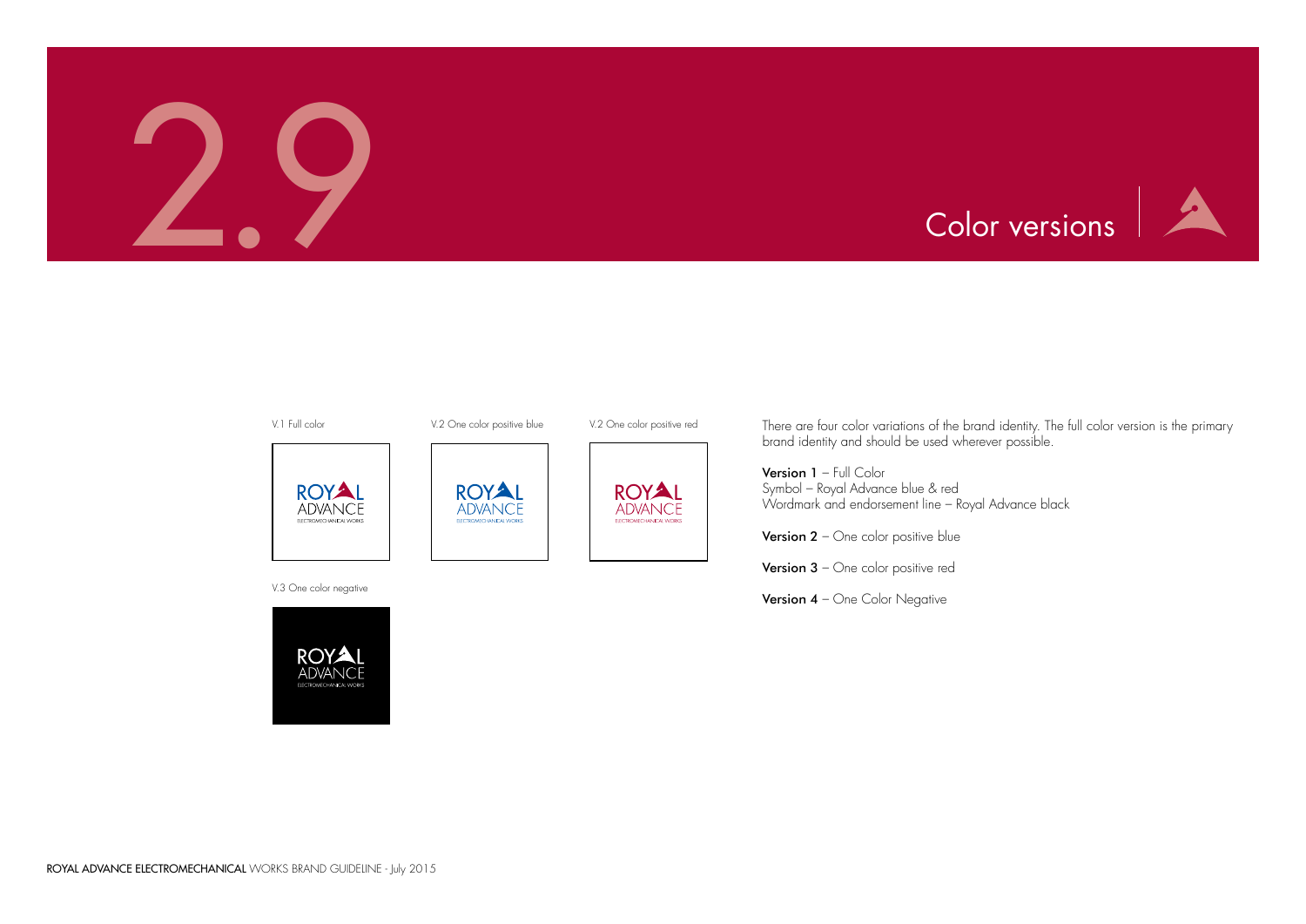# 2.9 Color versions

V.1 Full color

V.2 One color positive blue

V.2 One color positive red

V.3 One color negative

There are four color variations of the brand identity. The full color version is the primary brand identity and should be used wherever possible.

**Version 1** – Full Color
Symbol – Royal Advance blue & red
Wordmark and endorsement line – Royal Advance black

**Version 2** – One color positive blue

**Version 3** – One color positive red

**Version 4** – One Color Negative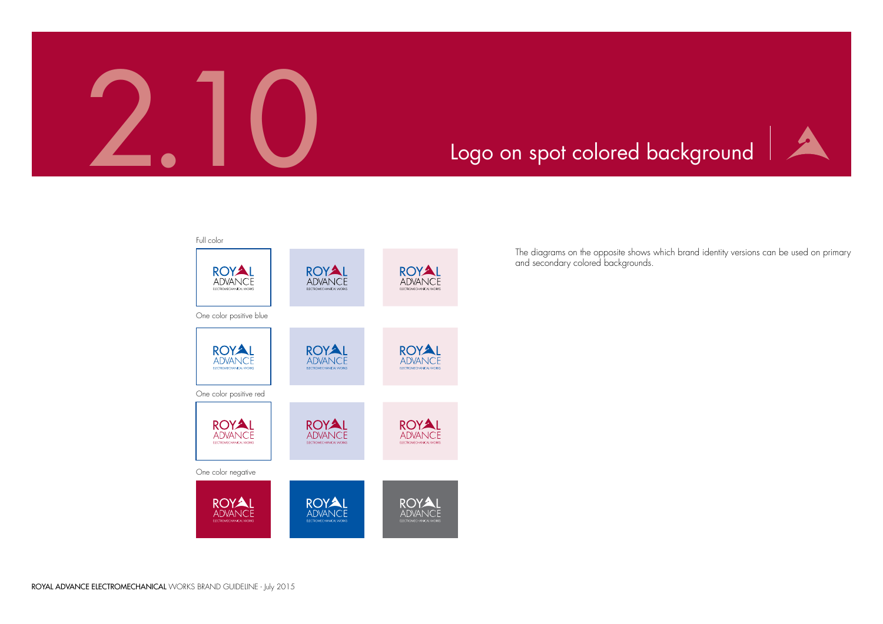# 2.10

## Logo on spot colored background

Full color

One color positive blue

One color positive red

One color negative

The diagrams on the opposite shows which brand identity versions can be used on primary and secondary colored backgrounds.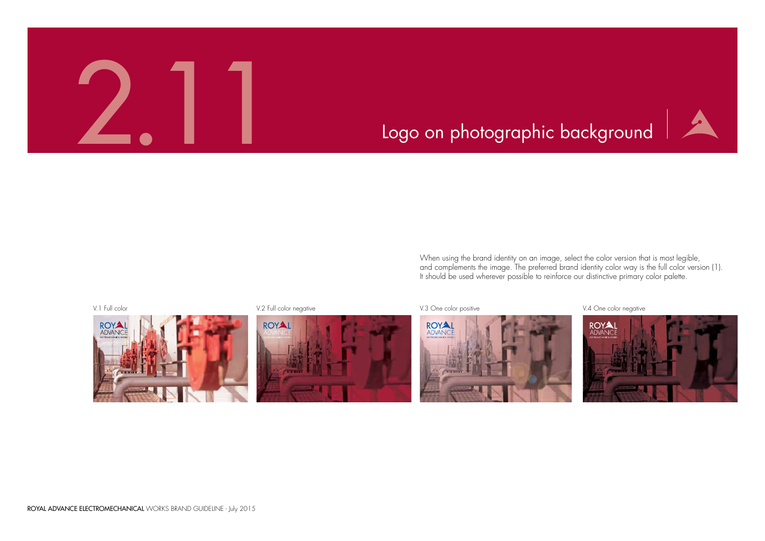# 2.11 Logo on photographic background

When using the brand identity on an image, select the color version that is most legible, and complements the image. The preferred brand identity color way is the full color version (1). It should be used wherever possible to reinforce our distinctive primary color palette.

V.1 Full color

V.2 Full color negative

V.3 One color positive

V.4 One color negative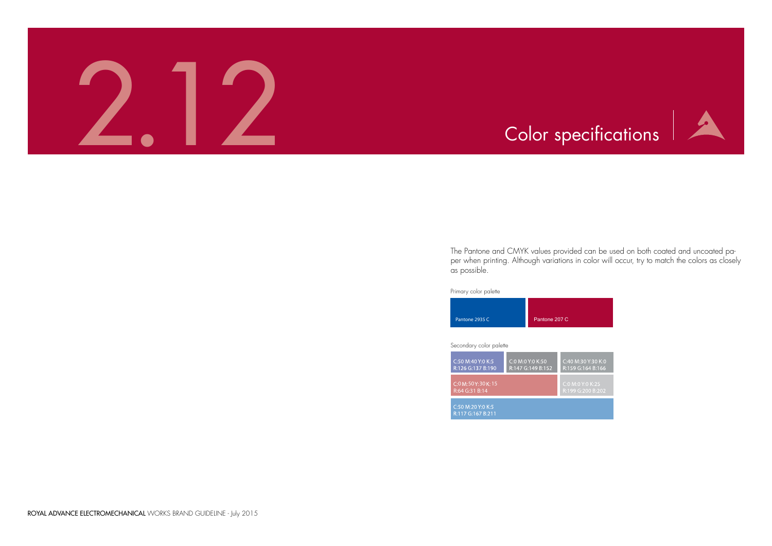# 2.12 Color specifications

The Pantone and CMYK values provided can be used on both coated and uncoated paper when printing. Although variations in color will occur, try to match the colors as closely as possible.

Primary color palette

- Pantone 2935 C
- Pantone 207 C

Secondary color palette

- C:50 M:40 Y:0 K:5 R:126 G:137 B:190
- C:0 M:0 Y:0 K:50 R:147 G:149 B:152
- C:40 M:30 Y:30 K:0 R:159 G:164 B:166
- C:0 M:50 Y:30 K:15 R:64 G:31 B:14
- C:0 M:0 Y:0 K:25 R:199 G:200 B:202
- C:50 M:20 Y:0 K:5 R:117 G:167 B:211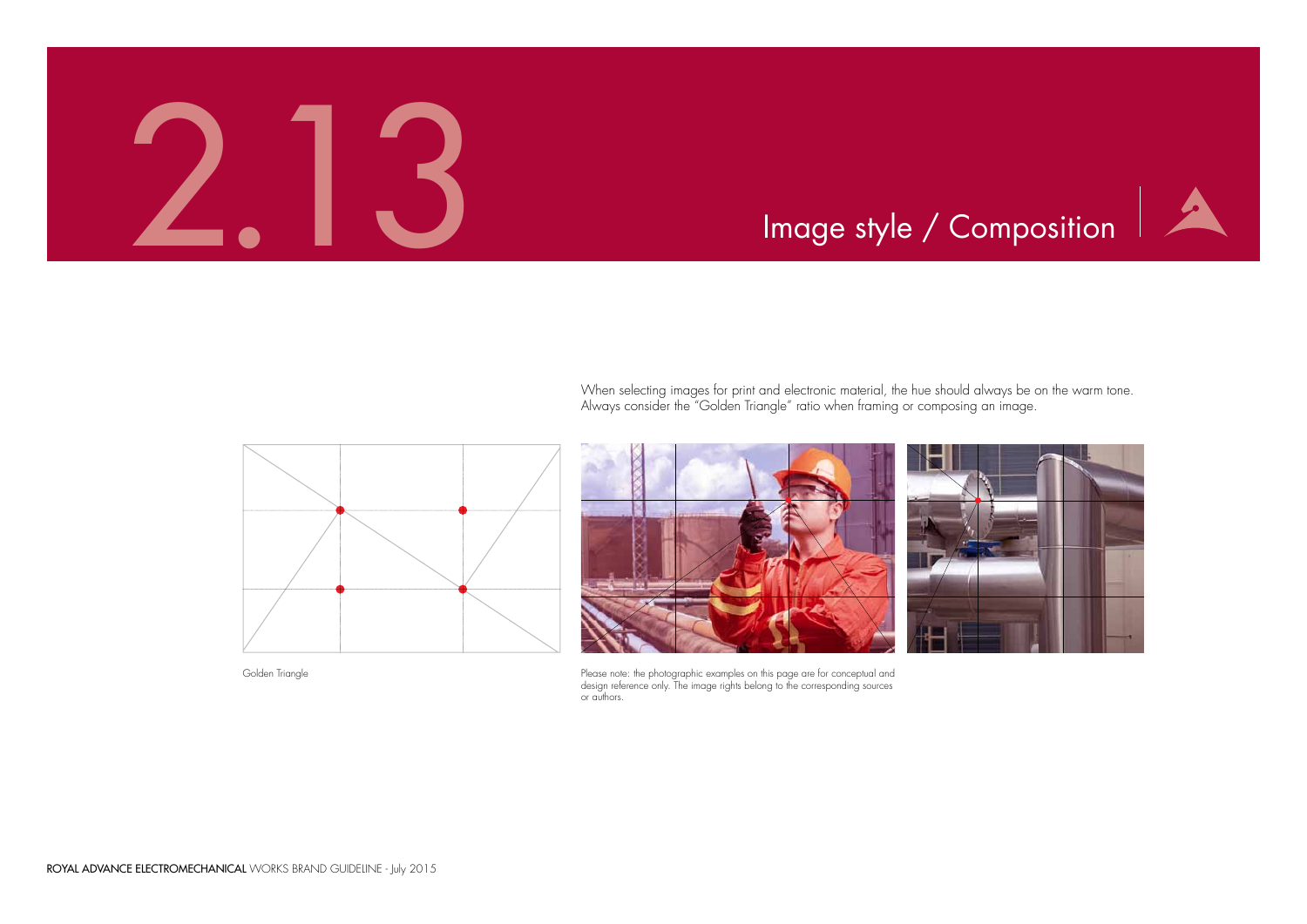# 2.13 Image style / Composition

When selecting images for print and electronic material, the hue should always be on the warm tone. Always consider the "Golden Triangle" ratio when framing or composing an image.

Golden Triangle

Please note: the photographic examples on this page are for conceptual and design reference only. The image rights belong to the corresponding sources or authors.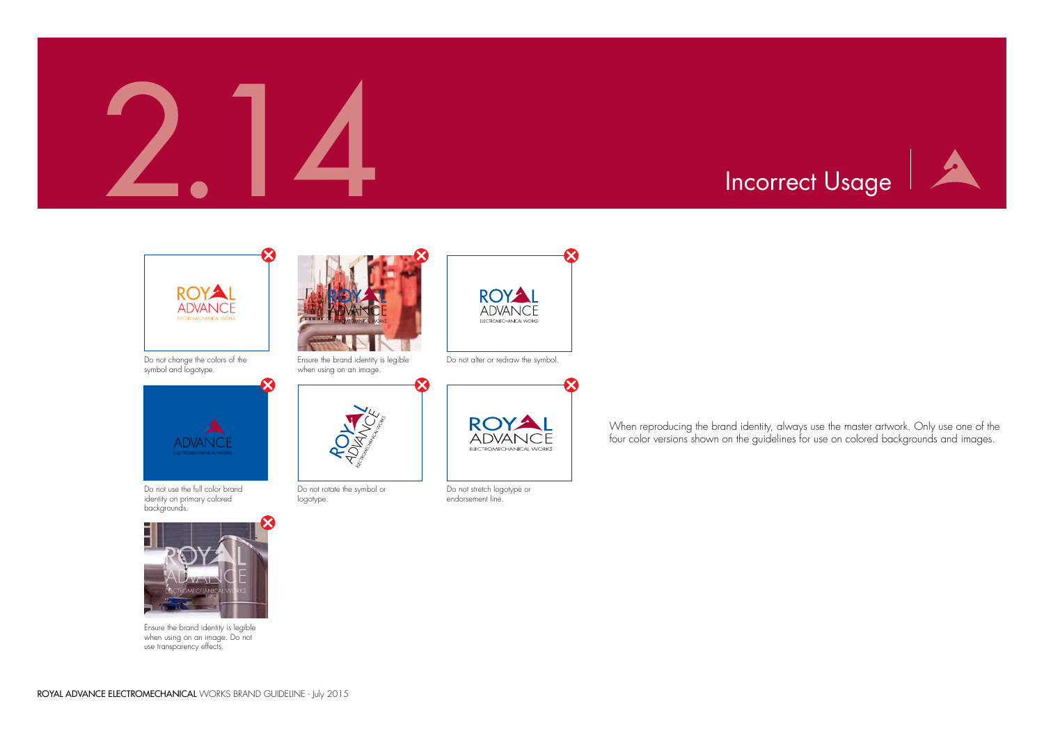# 2.14 Incorrect Usage

Do not change the colors of the symbol and logotype.

Ensure the brand identity is legible when using on an image.

Do not alter or redraw the symbol.

Do not use the full color brand identity on primary colored backgrounds.

Do not rotate the symbol or logotype.

Do not stretch logotype or endorsement line.

Ensure the brand identity is legible when using on an image. Do not use transparency effects.

When reproducing the brand identity, always use the master artwork. Only use one of the four color versions shown on the guidelines for use on colored backgrounds and images.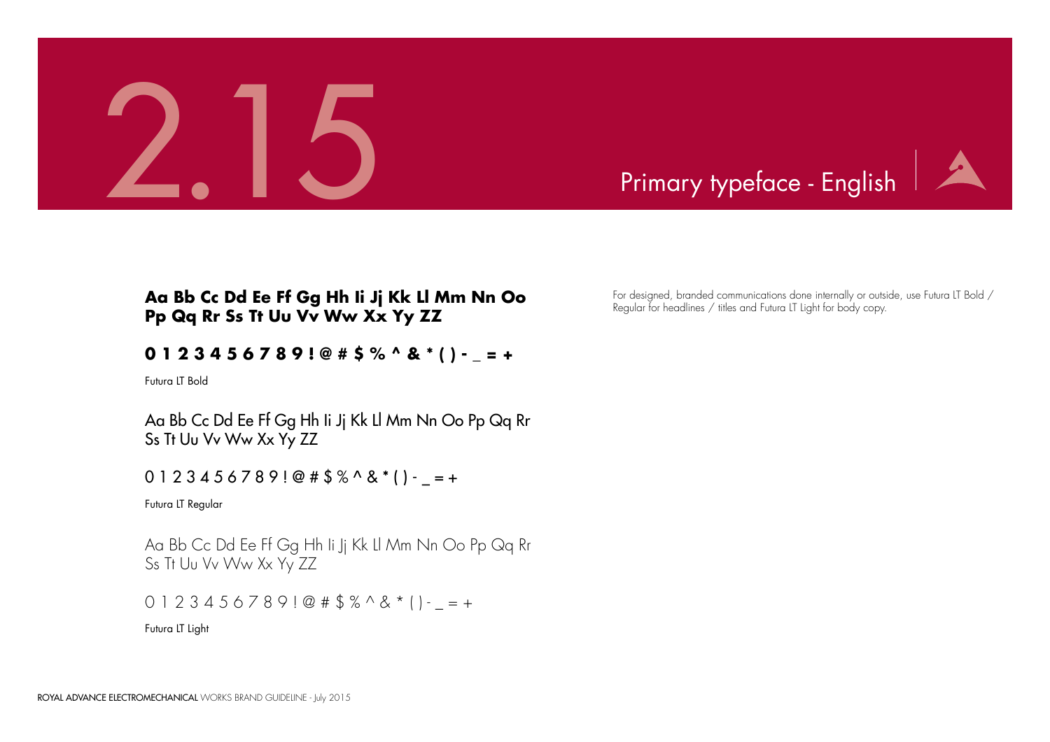# 2.15 Primary typeface - English

**Aa Bb Cc Dd Ee Ff Gg Hh Ii Jj Kk Ll Mm Nn Oo Pp Qq Rr Ss Tt Uu Vv Ww Xx Yy ZZ**

**0 1 2 3 4 5 6 7 8 9 ! @ # $ % ^ & * ( ) - _ = +**

Futura LT Bold

Aa Bb Cc Dd Ee Ff Gg Hh Ii Jj Kk Ll Mm Nn Oo Pp Qq Rr Ss Tt Uu Vv Ww Xx Yy ZZ

0 1 2 3 4 5 6 7 8 9 ! @ # $ % ^ & * ( ) - _ = +

Futura LT Regular

Aa Bb Cc Dd Ee Ff Gg Hh Ii Jj Kk Ll Mm Nn Oo Pp Qq Rr Ss Tt Uu Vv Ww Xx Yy ZZ

0 1 2 3 4 5 6 7 8 9 ! @ # $ % ^ & * ( ) - _ = +

Futura LT Light

For designed, branded communications done internally or outside, use Futura LT Bold / Regular for headlines / titles and Futura LT Light for body copy.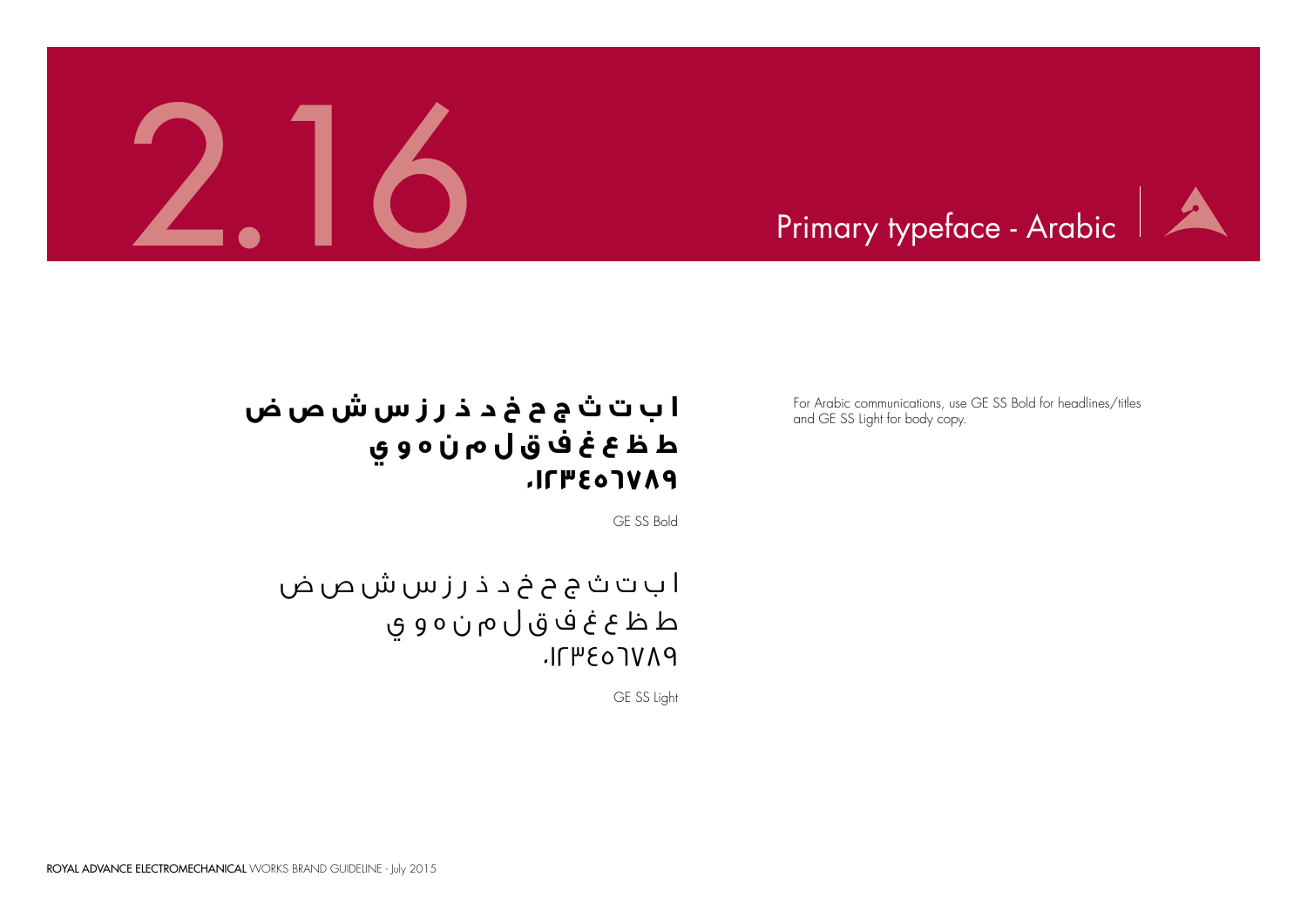# 2.16 Primary typeface - Arabic

ا ب ت ث ج ح خ د ذ ر ز س ش ص ض
ط ظ ع غ ف ق ل م ن ه و ي
٠١٢٣٤٥٦٧٨٩

GE SS Bold

ا ب ت ث ج ح خ د ذ ر ز س ش ص ض
ط ظ ع غ ف ق ل م ن ه و ي
٠١٢٣٤٥٦٧٨٩

GE SS Light

For Arabic communications, use GE SS Bold for headlines/titles and GE SS Light for body copy.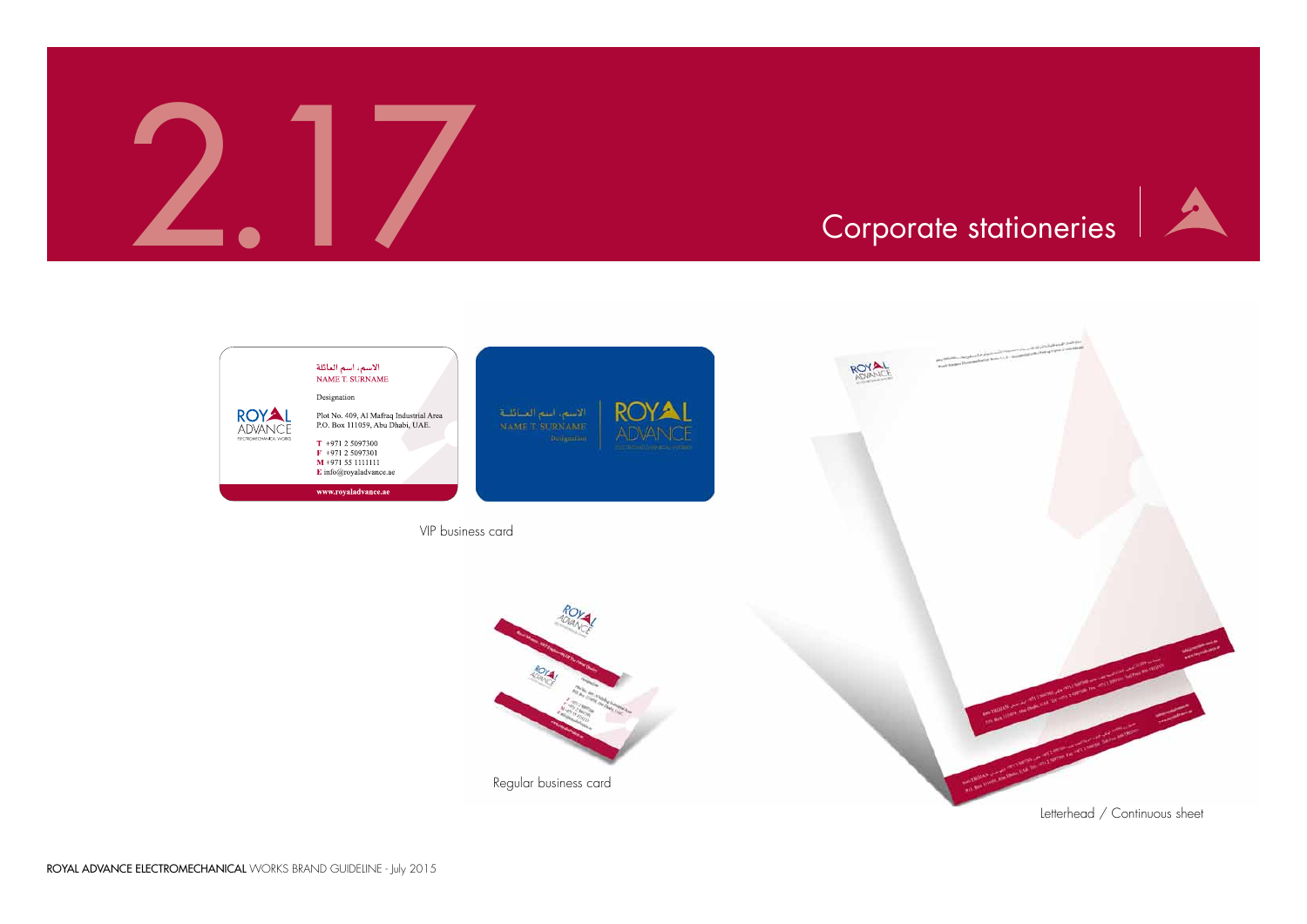# 2.17 Corporate stationeries

الاسم، اسم العائلة
NAME T. SURNAME

Designation

Plot No. 409, Al Mafraq Industrial Area
P.O. Box 111059, Abu Dhabi, UAE.

T +971 2 5097300
F +971 2 5097301
M +971 55 1111111
E info@royaladvance.ae

www.royaladvance.ae

الاسم، اسم العائلة
NAME T. SURNAME
Designation

VIP business card

Regular business card

Letterhead / Continuous sheet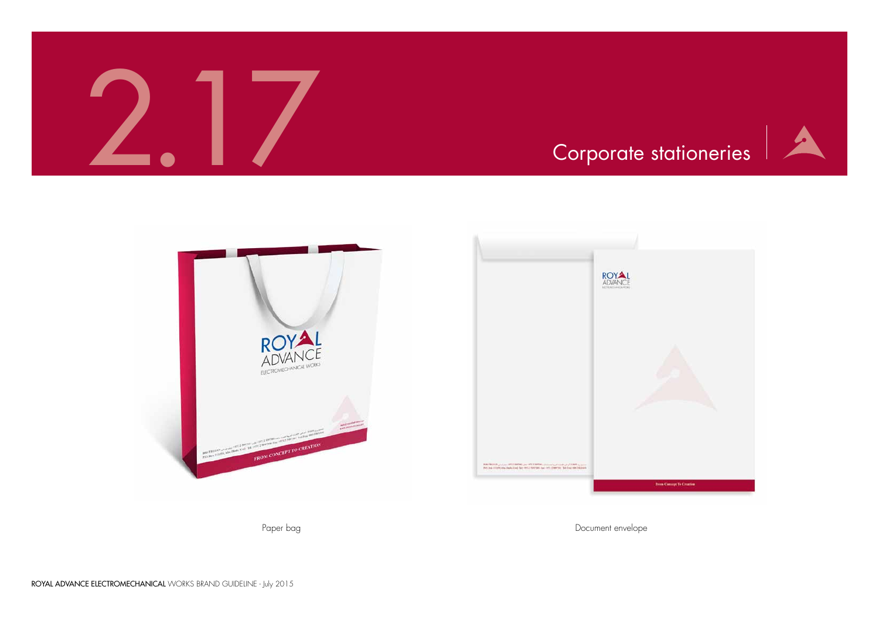# 2.17 Corporate stationeries

Paper bag

Document envelope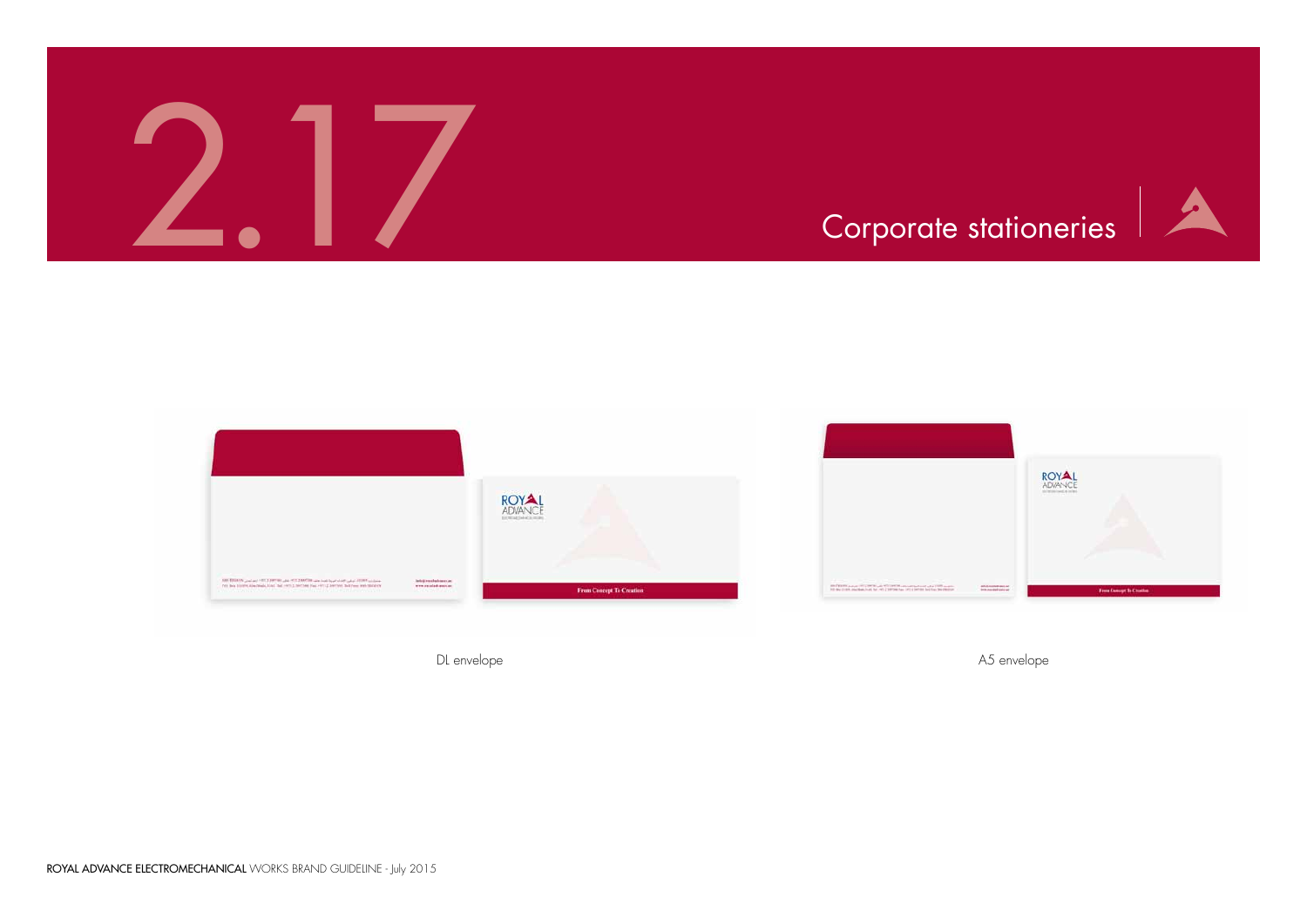# 2.17 Corporate stationeries

DL envelope

A5 envelope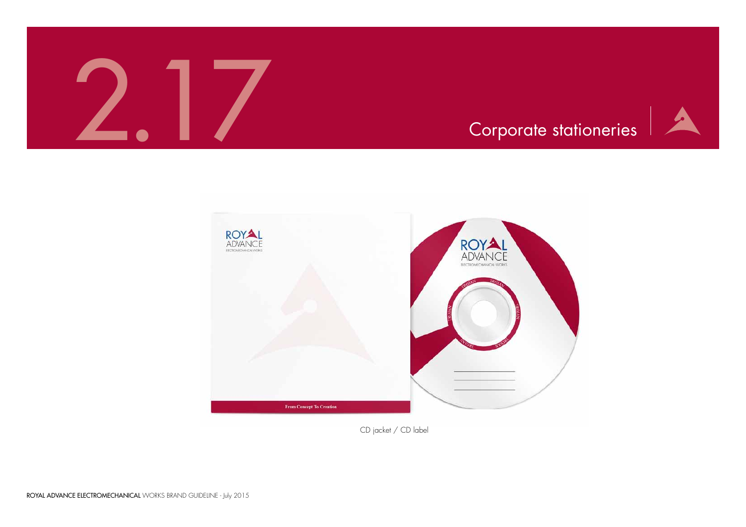# 2.17 Corporate stationeries

CD jacket / CD label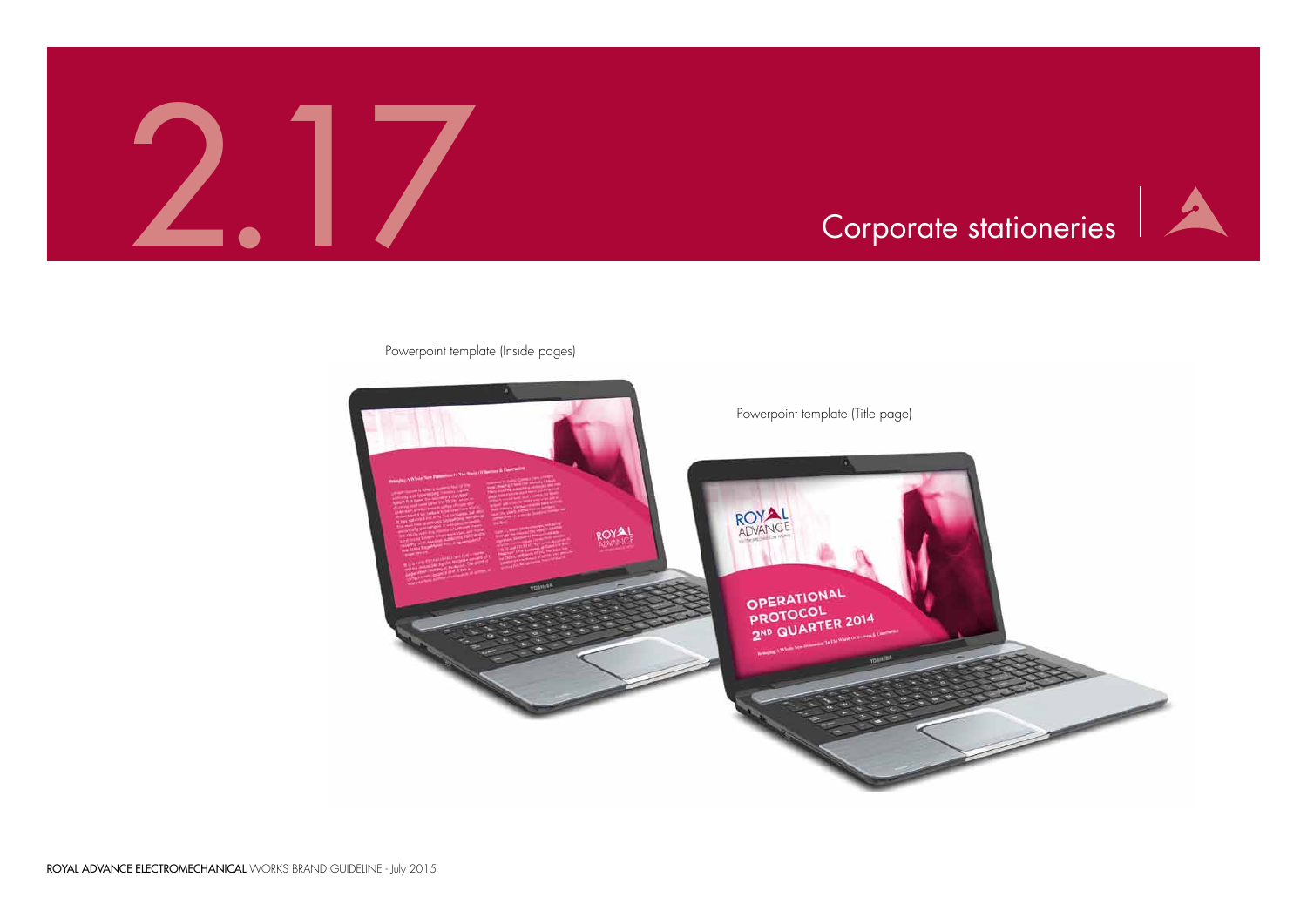# 2.17 Corporate stationeries

Powerpoint template (Inside pages)

Powerpoint template (Title page)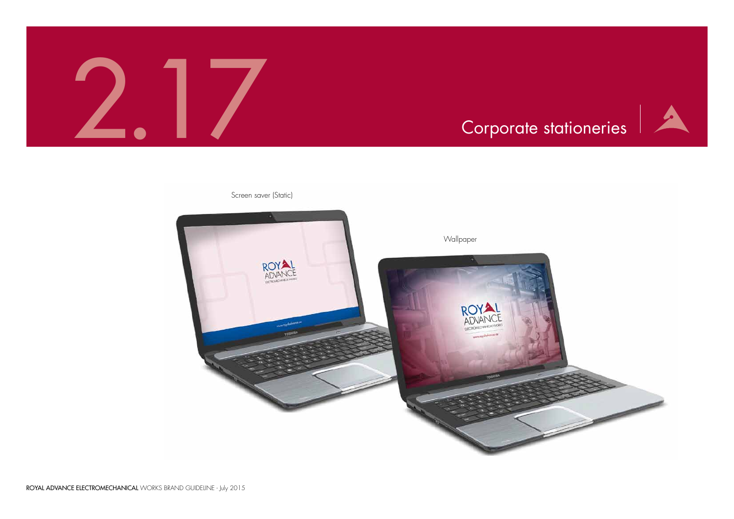# 2.17 Corporate stationeries

Screen saver (Static)

Wallpaper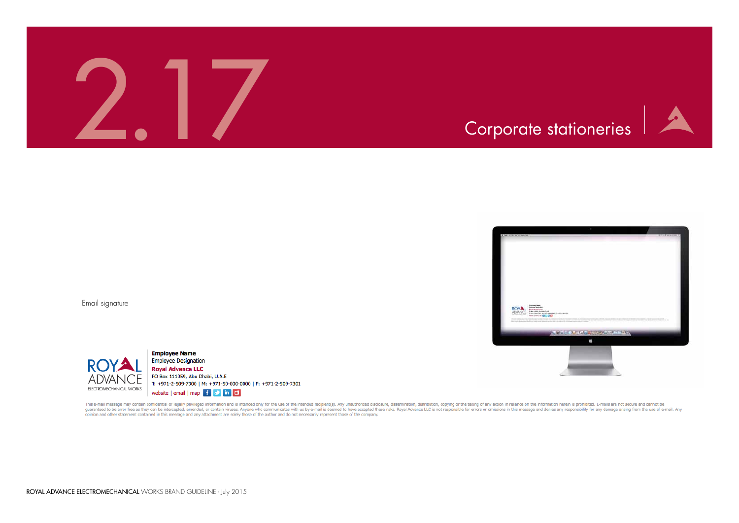# 2.17 Corporate stationeries

Email signature

ROYAL ADVANCE
ELECTROMECHANICAL WORKS

**Employee Name**
Employee Designation
**Royal Advance LLC**
PO Box 111059, Abu Dhabi, U.A.E
T: +971-2-509-7300 | M: +971-50-000-0000 | F: +971-2-509-7301
website | email | map

This e-mail message may contain confidential or legally privileged information and is intended only for the use of the intended recipient(s). Any unauthorized disclosure, dissemination, distribution, copying or the taking of any action in reliance on the information herein is prohibited. E-mails are not secure and cannot be guaranteed to be error free as they can be intercepted, amended, or contain viruses. Anyone who communicates with us by e-mail is deemed to have accepted these risks. Royal Advance LLC is not responsible for errors or omissions in this message and denies any responsibility for any damage arising from the use of e-mail. Any opinion and other statement contained in this message and any attachment are solely those of the author and do not necessarily represent those of the company.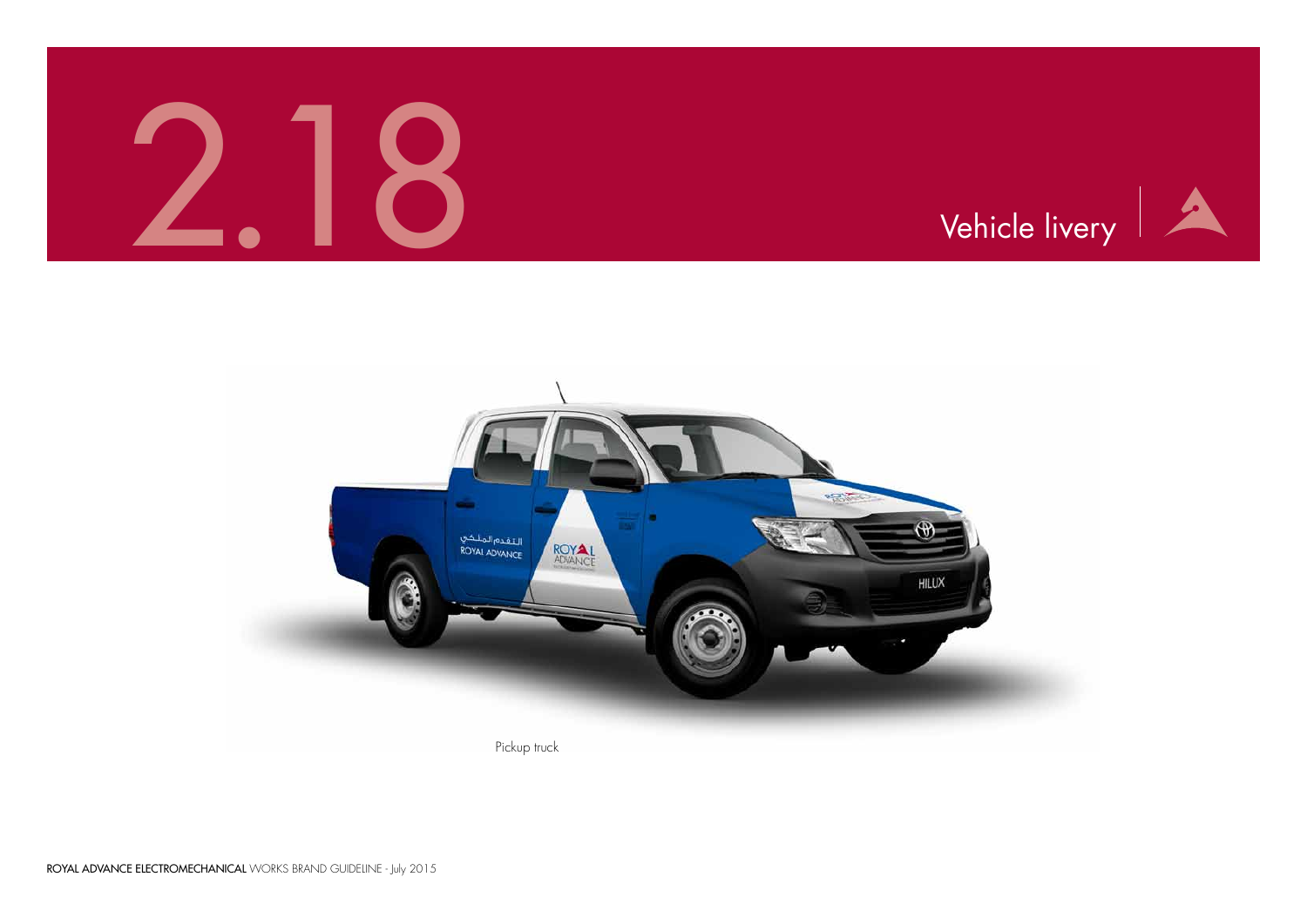# 2.18 Vehicle livery

Pickup truck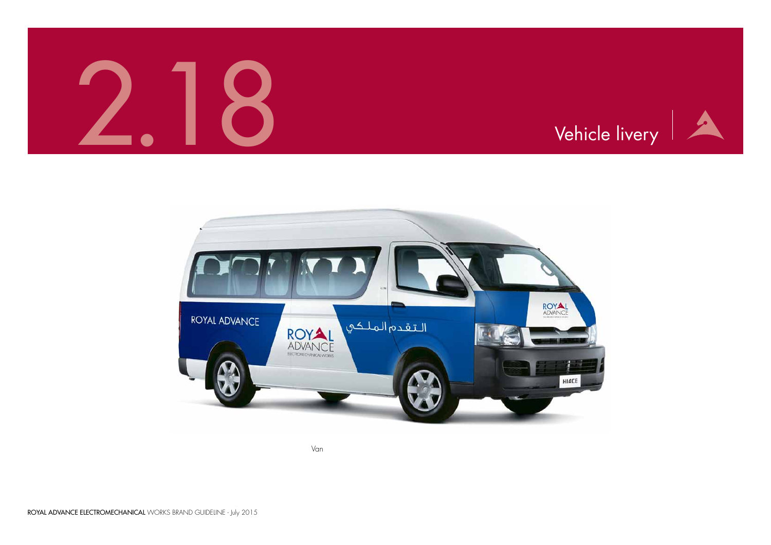# 2.18

## Vehicle livery

Van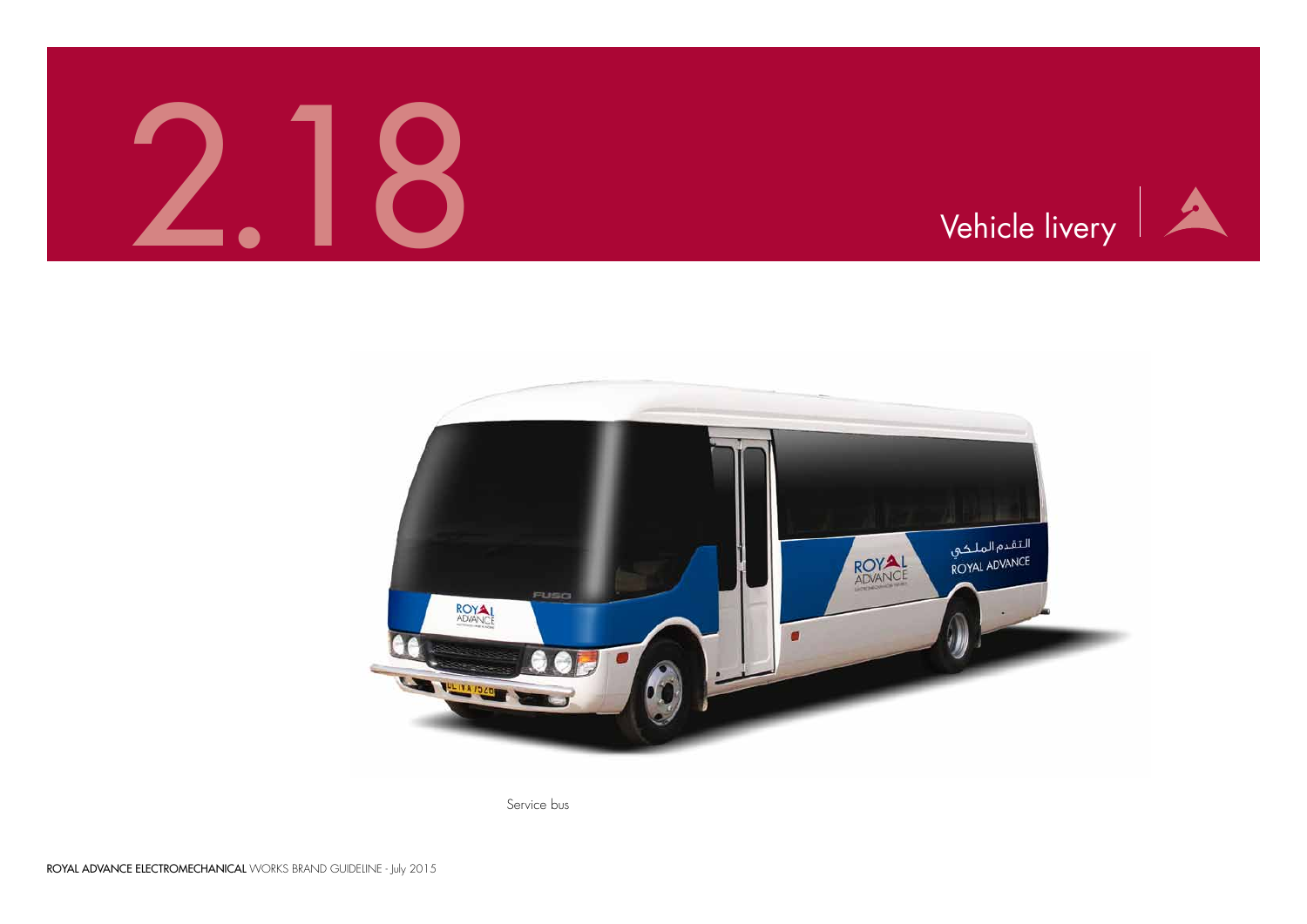# 2.18

## Vehicle livery

Service bus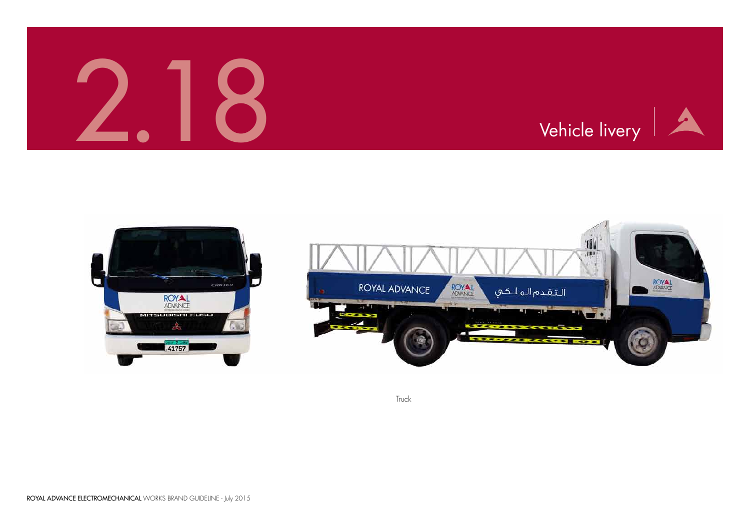# 2.18

## Vehicle livery

Truck